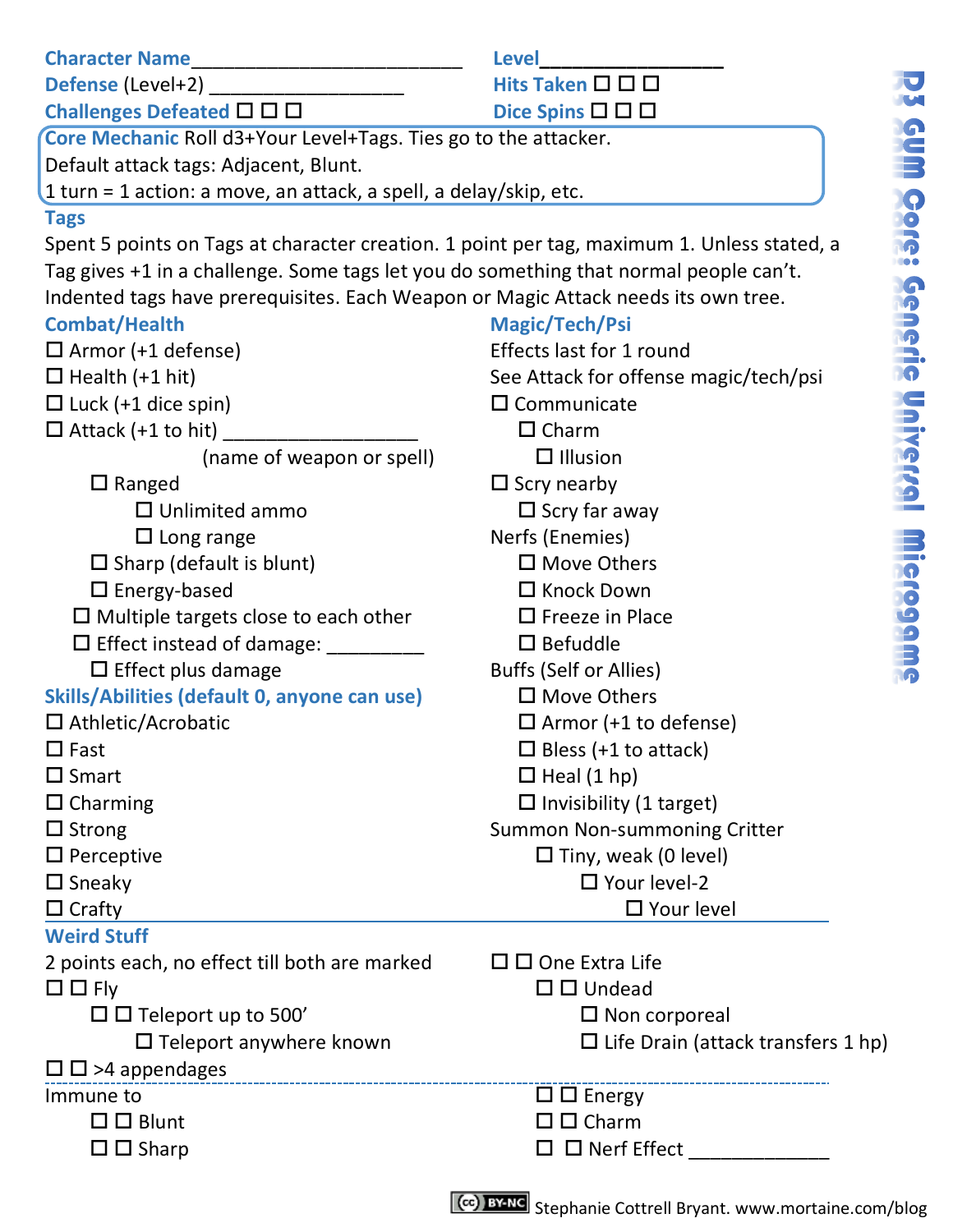**Character Name**\_\_\_\_\_\_\_\_\_\_\_\_\_\_\_\_\_\_\_\_\_\_\_\_\_ **Level**\_\_\_\_\_\_\_\_\_\_\_\_\_\_\_\_\_

**Defense** (Level+2) \_\_\_\_\_\_\_\_\_\_\_\_\_\_\_\_\_\_ **Hits Taken** ☐ ☐ ☐

**Challenges Defeated** ☐ ☐ ☐ **Dice Spins** ☐ ☐ ☐

**Core Mechanic** Roll d3+Your Level+Tags. Ties go to the attacker.
Default attack tags: Adjacent, Blunt.
1 turn = 1 action: a move, an attack, a spell, a delay/skip, etc.

## Tags

Spent 5 points on Tags at character creation. 1 point per tag, maximum 1. Unless stated, a Tag gives +1 in a challenge. Some tags let you do something that normal people can't. Indented tags have prerequisites. Each Weapon or Magic Attack needs its own tree.

### Combat/Health

- ☐ Armor (+1 defense)
- ☐ Health (+1 hit)
- ☐ Luck (+1 dice spin)
- ☐ Attack (+1 to hit) \_\_\_\_\_\_\_\_\_\_\_\_\_\_\_\_\_\_ (name of weapon or spell)
  - ☐ Ranged
    - ☐ Unlimited ammo
    - ☐ Long range
  - ☐ Sharp (default is blunt)
  - ☐ Energy-based
  - ☐ Multiple targets close to each other
  - ☐ Effect instead of damage: \_\_\_\_\_\_\_\_\_
    - ☐ Effect plus damage

### Skills/Abilities (default 0, anyone can use)

- ☐ Athletic/Acrobatic
- ☐ Fast
- ☐ Smart
- ☐ Charming
- ☐ Strong
- ☐ Perceptive
- ☐ Sneaky
- ☐ Crafty

### Magic/Tech/Psi

Effects last for 1 round
See Attack for offense magic/tech/psi

- ☐ Communicate
  - ☐ Charm
    - ☐ Illusion
- ☐ Scry nearby
  - ☐ Scry far away
- Nerfs (Enemies)
  - ☐ Move Others
  - ☐ Knock Down
  - ☐ Freeze in Place
  - ☐ Befuddle
- Buffs (Self or Allies)
  - ☐ Move Others
  - ☐ Armor (+1 to defense)
  - ☐ Bless (+1 to attack)
  - ☐ Heal (1 hp)
  - ☐ Invisibility (1 target)
- Summon Non-summoning Critter
  - ☐ Tiny, weak (0 level)
    - ☐ Your level-2
      - ☐ Your level

### Weird Stuff

2 points each, no effect till both are marked

- ☐ ☐ Fly
  - ☐ ☐ Teleport up to 500'
    - ☐ Teleport anywhere known
- ☐ ☐ >4 appendages
- ☐ ☐ One Extra Life
  - ☐ ☐ Undead
    - ☐ Non corporeal
    - ☐ Life Drain (attack transfers 1 hp)

Immune to

- ☐ ☐ Blunt
- ☐ ☐ Sharp
- ☐ ☐ Energy
- ☐ ☐ Charm
- ☐ ☐ Nerf Effect \_\_\_\_\_\_\_\_\_\_\_\_\_

D3 GUM Core: Generic Universal Microgame

CC BY-NC Stephanie Cottrell Bryant. www.mortaine.com/blog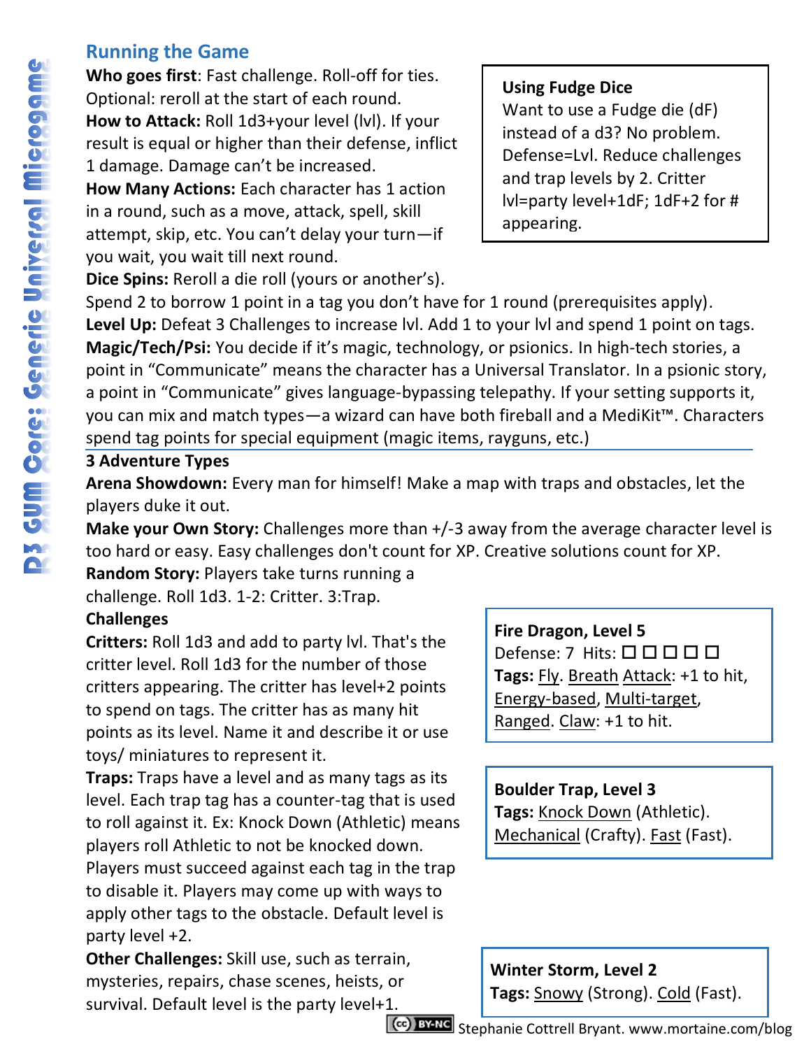## Running the Game

**Who goes first**: Fast challenge. Roll-off for ties. Optional: reroll at the start of each round.
**How to Attack:** Roll 1d3+your level (lvl). If your result is equal or higher than their defense, inflict 1 damage. Damage can't be increased.
**How Many Actions:** Each character has 1 action in a round, such as a move, attack, spell, skill attempt, skip, etc. You can't delay your turn—if you wait, you wait till next round.
**Dice Spins:** Reroll a die roll (yours or another's). Spend 2 to borrow 1 point in a tag you don't have for 1 round (prerequisites apply).
**Level Up:** Defeat 3 Challenges to increase lvl. Add 1 to your lvl and spend 1 point on tags.
**Magic/Tech/Psi:** You decide if it's magic, technology, or psionics. In high-tech stories, a point in "Communicate" means the character has a Universal Translator. In a psionic story, a point in "Communicate" gives language-bypassing telepathy. If your setting supports it, you can mix and match types—a wizard can have both fireball and a MediKit™. Characters spend tag points for special equipment (magic items, rayguns, etc.)

> **Using Fudge Dice**
> Want to use a Fudge die (dF) instead of a d3? No problem. Defense=Lvl. Reduce challenges and trap levels by 2. Critter lvl=party level+1dF; 1dF+2 for # appearing.

**3 Adventure Types**

**Arena Showdown:** Every man for himself! Make a map with traps and obstacles, let the players duke it out.
**Make your Own Story:** Challenges more than +/-3 away from the average character level is too hard or easy. Easy challenges don't count for XP. Creative solutions count for XP.
**Random Story:** Players take turns running a challenge. Roll 1d3. 1-2: Critter. 3:Trap.

**Challenges**

**Critters:** Roll 1d3 and add to party lvl. That's the critter level. Roll 1d3 for the number of those critters appearing. The critter has level+2 points to spend on tags. The critter has as many hit points as its level. Name it and describe it or use toys/ miniatures to represent it.
**Traps:** Traps have a level and as many tags as its level. Each trap tag has a counter-tag that is used to roll against it. Ex: Knock Down (Athletic) means players roll Athletic to not be knocked down. Players must succeed against each tag in the trap to disable it. Players may come up with ways to apply other tags to the obstacle. Default level is party level +2.
**Other Challenges:** Skill use, such as terrain, mysteries, repairs, chase scenes, heists, or survival. Default level is the party level+1.

> **Fire Dragon, Level 5**
> Defense: 7 Hits: ☐ ☐ ☐ ☐ ☐
> **Tags:** Fly. Breath Attack: +1 to hit, Energy-based, Multi-target, Ranged. Claw: +1 to hit.

> **Boulder Trap, Level 3**
> **Tags:** Knock Down (Athletic). Mechanical (Crafty). Fast (Fast).

> **Winter Storm, Level 2**
> **Tags:** Snowy (Strong). Cold (Fast).

BY-NC Stephanie Cottrell Bryant. www.mortaine.com/blog